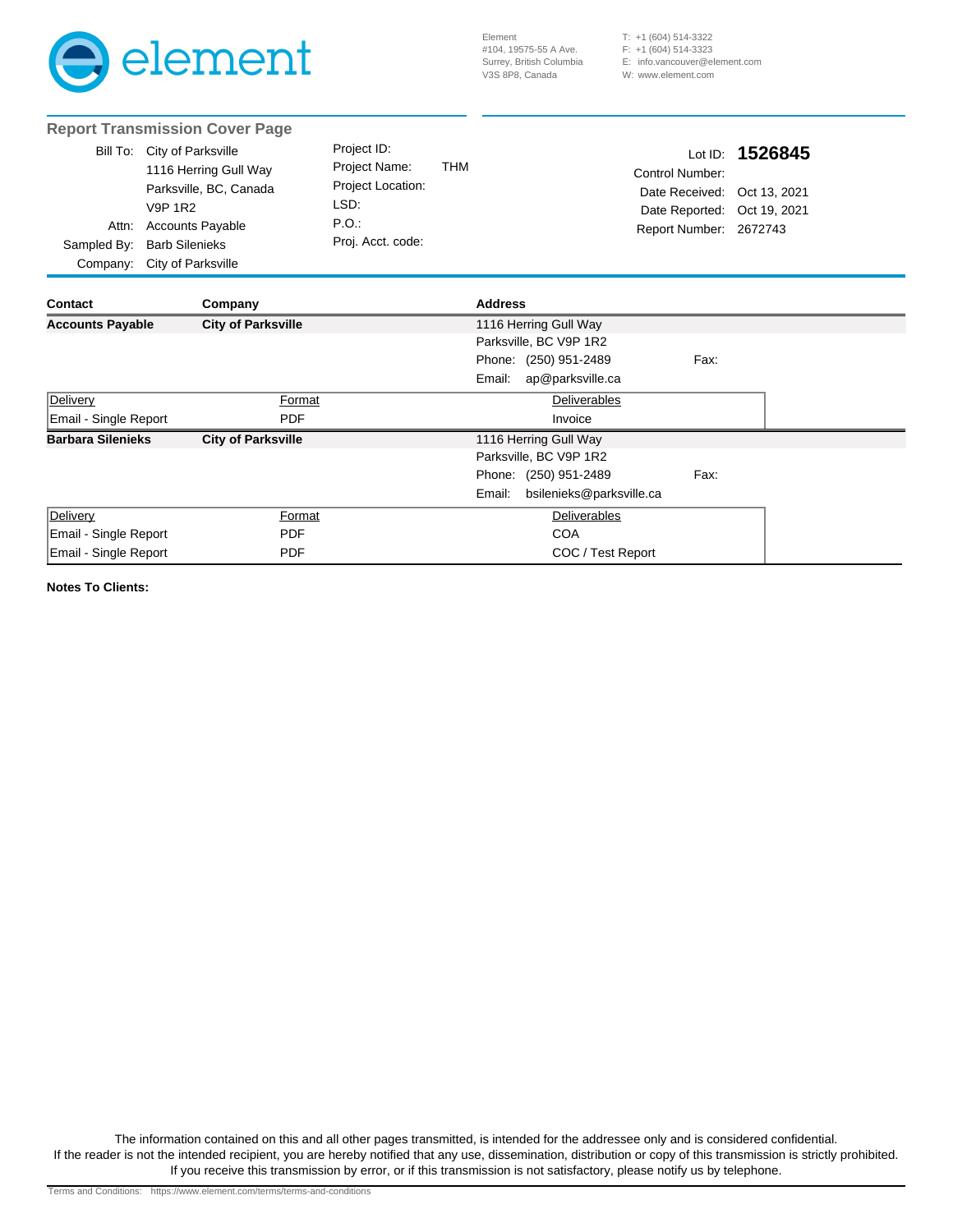element

Element
#104, 19575-55 A Ave.
Surrey, British Columbia
V3S 8P8, Canada

T: +1 (604) 514-3322
F: +1 (604) 514-3323
E: info.vancouver@element.com
W: www.element.com

## Report Transmission Cover Page

| | | | | | |
|---|---|---|---|---|---|
| Bill To: | City of Parksville | Project ID: | | Lot ID: | **1526845** |
| | 1116 Herring Gull Way | Project Name: | THM | Control Number: | |
| | Parksville, BC, Canada | Project Location: | | Date Received: | Oct 13, 2021 |
| | V9P 1R2 | LSD: | | Date Reported: | Oct 19, 2021 |
| Attn: | Accounts Payable | P.O.: | | Report Number: | 2672743 |
| Sampled By: | Barb Silenieks | Proj. Acct. code: | | | |
| Company: | City of Parksville | | | | |

| Contact | Company | Address | |
|---|---|---|---|
| **Accounts Payable** | **City of Parksville** | 1116 Herring Gull Way | |
| | | Parksville, BC V9P 1R2 | |
| | | Phone: (250) 951-2489 | Fax: |
| | | Email: ap@parksville.ca | |

| Delivery | Format | Deliverables |
|---|---|---|
| Email - Single Report | PDF | Invoice |

| Contact | Company | Address | |
|---|---|---|---|
| **Barbara Silenieks** | **City of Parksville** | 1116 Herring Gull Way | |
| | | Parksville, BC V9P 1R2 | |
| | | Phone: (250) 951-2489 | Fax: |
| | | Email: bsilenieks@parksville.ca | |

| Delivery | Format | Deliverables |
|---|---|---|
| Email - Single Report | PDF | COA |
| Email - Single Report | PDF | COC / Test Report |

**Notes To Clients:**

The information contained on this and all other pages transmitted, is intended for the addressee only and is considered confidential.
If the reader is not the intended recipient, you are hereby notified that any use, dissemination, distribution or copy of this transmission is strictly prohibited.
If you receive this transmission by error, or if this transmission is not satisfactory, please notify us by telephone.

Terms and Conditions: https://www.element.com/terms/terms-and-conditions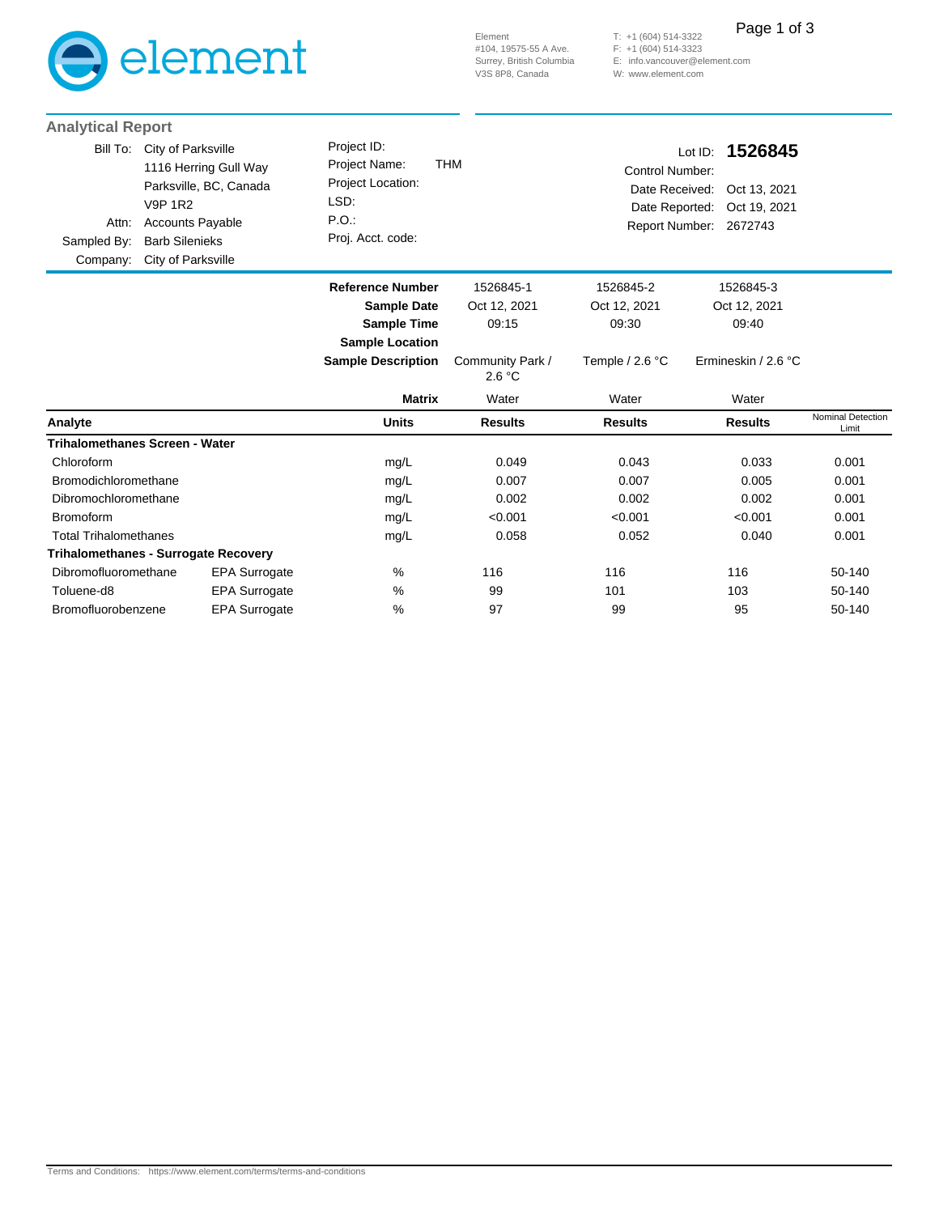element

Element
#104, 19575-55 A Ave.
Surrey, British Columbia
V3S 8P8, Canada

T: +1 (604) 514-3322
F: +1 (604) 514-3323
E: info.vancouver@element.com
W: www.element.com

## Analytical Report

| | | | |
|---|---|---|---|
| Bill To: | City of Parksville<br>1116 Herring Gull Way<br>Parksville, BC, Canada<br>V9P 1R2 | Project ID: | |
| Attn: | Accounts Payable | Project Name: | THM |
| Sampled By: | Barb Silenieks | Project Location: | |
| Company: | City of Parksville | LSD: | |
| | | P.O.: | |
| | | Proj. Acct. code: | |

**Lot ID: 1526845**
Control Number:
Date Received: Oct 13, 2021
Date Reported: Oct 19, 2021
Report Number: 2672743

| | | | | | | |
|---|---|---|---|---|---|---|
| | | **Reference Number** | 1526845-1 | 1526845-2 | 1526845-3 | |
| | | **Sample Date** | Oct 12, 2021 | Oct 12, 2021 | Oct 12, 2021 | |
| | | **Sample Time** | 09:15 | 09:30 | 09:40 | |
| | | **Sample Location** | | | | |
| | | **Sample Description** | Community Park / 2.6 °C | Temple / 2.6 °C | Ermineskin / 2.6 °C | |
| | | **Matrix** | Water | Water | Water | |
| **Analyte** | | **Units** | **Results** | **Results** | **Results** | Nominal Detection Limit |
| **Trihalomethanes Screen - Water** | | | | | | |
| Chloroform | | mg/L | 0.049 | 0.043 | 0.033 | 0.001 |
| Bromodichloromethane | | mg/L | 0.007 | 0.007 | 0.005 | 0.001 |
| Dibromochloromethane | | mg/L | 0.002 | 0.002 | 0.002 | 0.001 |
| Bromoform | | mg/L | <0.001 | <0.001 | <0.001 | 0.001 |
| Total Trihalomethanes | | mg/L | 0.058 | 0.052 | 0.040 | 0.001 |
| **Trihalomethanes - Surrogate Recovery** | | | | | | |
| Dibromofluoromethane | EPA Surrogate | % | 116 | 116 | 116 | 50-140 |
| Toluene-d8 | EPA Surrogate | % | 99 | 101 | 103 | 50-140 |
| Bromofluorobenzene | EPA Surrogate | % | 97 | 99 | 95 | 50-140 |

Terms and Conditions: https://www.element.com/terms/terms-and-conditions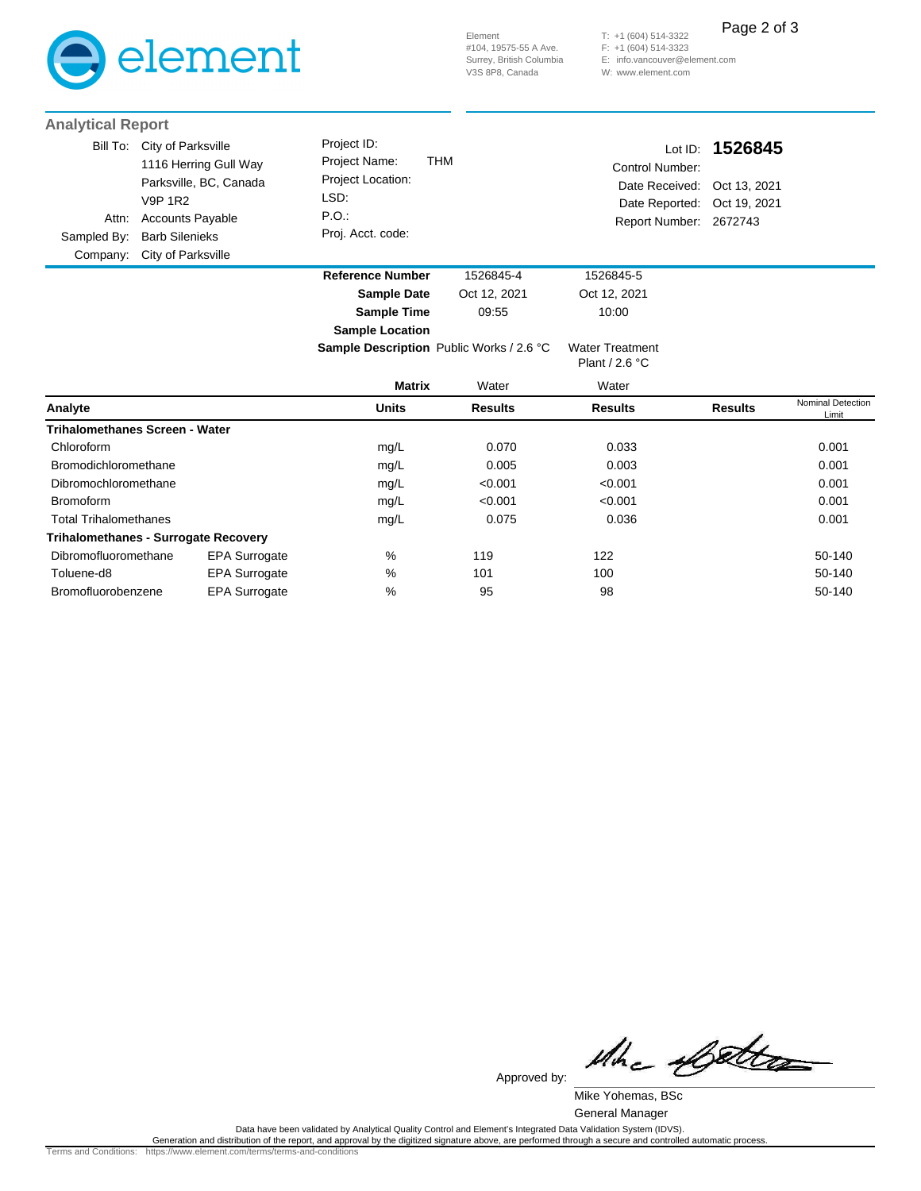element

Element
#104, 19575-55 A Ave.
Surrey, British Columbia
V3S 8P8, Canada

T: +1 (604) 514-3322
F: +1 (604) 514-3323
E: info.vancouver@element.com
W: www.element.com

## Analytical Report

| | |
|---|---|
| Bill To: | City of Parksville |
| | 1116 Herring Gull Way |
| | Parksville, BC, Canada |
| | V9P 1R2 |
| Attn: | Accounts Payable |
| Sampled By: | Barb Silenieks |
| Company: | City of Parksville |

Project ID:
Project Name: THM
Project Location:
LSD:
P.O.:
Proj. Acct. code:

Lot ID: **1526845**
Control Number:
Date Received: Oct 13, 2021
Date Reported: Oct 19, 2021
Report Number: 2672743

| | | | | | | |
|---|---|---|---|---|---|---|
| | | **Reference Number** | 1526845-4 | 1526845-5 | | |
| | | **Sample Date** | Oct 12, 2021 | Oct 12, 2021 | | |
| | | **Sample Time** | 09:55 | 10:00 | | |
| | | **Sample Location** | | | | |
| | | **Sample Description** | Public Works / 2.6 °C | Water Treatment Plant / 2.6 °C | | |
| | | **Matrix** | Water | Water | | |
| **Analyte** | | **Units** | **Results** | **Results** | **Results** | Nominal Detection Limit |
| **Trihalomethanes Screen - Water** | | | | | | |
| Chloroform | | mg/L | 0.070 | 0.033 | | 0.001 |
| Bromodichloromethane | | mg/L | 0.005 | 0.003 | | 0.001 |
| Dibromochloromethane | | mg/L | <0.001 | <0.001 | | 0.001 |
| Bromoform | | mg/L | <0.001 | <0.001 | | 0.001 |
| Total Trihalomethanes | | mg/L | 0.075 | 0.036 | | 0.001 |
| **Trihalomethanes - Surrogate Recovery** | | | | | | |
| Dibromofluoromethane | EPA Surrogate | % | 119 | 122 | | 50-140 |
| Toluene-d8 | EPA Surrogate | % | 101 | 100 | | 50-140 |
| Bromofluorobenzene | EPA Surrogate | % | 95 | 98 | | 50-140 |

Approved by:

Mike Yohemas, BSc
General Manager

Data have been validated by Analytical Quality Control and Element's Integrated Data Validation System (IDVS).
Generation and distribution of the report, and approval by the digitized signature above, are performed through a secure and controlled automatic process.

Terms and Conditions: https://www.element.com/terms/terms-and-conditions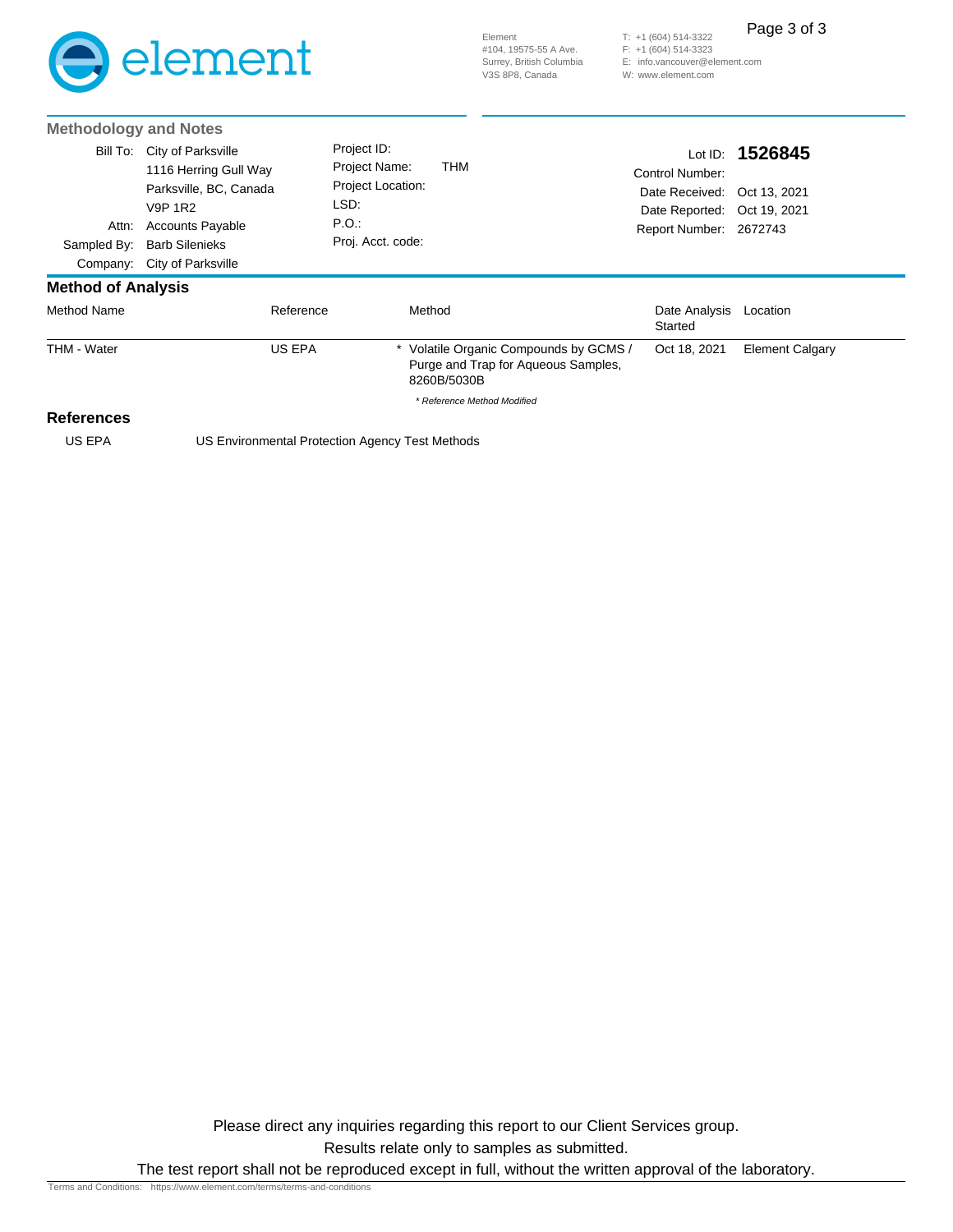element

Element
#104, 19575-55 A Ave.
Surrey, British Columbia
V3S 8P8, Canada

T: +1 (604) 514-3322
F: +1 (604) 514-3323
E: info.vancouver@element.com
W: www.element.com

## Methodology and Notes

| | | | | | |
|---|---|---|---|---|---|
| Bill To: | City of Parksville | Project ID: | | Lot ID: | **1526845** |
| | 1116 Herring Gull Way | Project Name: | THM | Control Number: | |
| | Parksville, BC, Canada | Project Location: | | Date Received: | Oct 13, 2021 |
| | V9P 1R2 | LSD: | | Date Reported: | Oct 19, 2021 |
| Attn: | Accounts Payable | P.O.: | | Report Number: | 2672743 |
| Sampled By: | Barb Silenieks | Proj. Acct. code: | | | |
| Company: | City of Parksville | | | | |

## Method of Analysis

| Method Name | Reference | Method | Date Analysis Started | Location |
|---|---|---|---|---|
| THM - Water | US EPA | * Volatile Organic Compounds by GCMS / Purge and Trap for Aqueous Samples, 8260B/5030B | Oct 18, 2021 | Element Calgary |

*\* Reference Method Modified*

## References

| | |
|---|---|
| US EPA | US Environmental Protection Agency Test Methods |

Please direct any inquiries regarding this report to our Client Services group.
Results relate only to samples as submitted.
The test report shall not be reproduced except in full, without the written approval of the laboratory.

Terms and Conditions: https://www.element.com/terms/terms-and-conditions